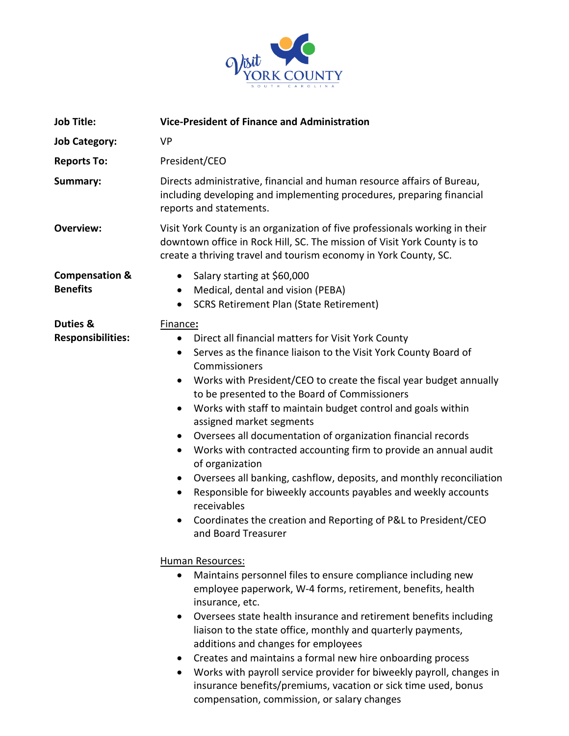Visit YORK COUNTY
SOUTH CAROLINA

**Job Title:** **Vice-President of Finance and Administration**

**Job Category:** VP

**Reports To:** President/CEO

**Summary:** Directs administrative, financial and human resource affairs of Bureau, including developing and implementing procedures, preparing financial reports and statements.

**Overview:** Visit York County is an organization of five professionals working in their downtown office in Rock Hill, SC. The mission of Visit York County is to create a thriving travel and tourism economy in York County, SC.

**Compensation & Benefits**

- Salary starting at $60,000
- Medical, dental and vision (PEBA)
- SCRS Retirement Plan (State Retirement)

**Duties & Responsibilities:**

Finance**:**

- Direct all financial matters for Visit York County
- Serves as the finance liaison to the Visit York County Board of Commissioners
- Works with President/CEO to create the fiscal year budget annually to be presented to the Board of Commissioners
- Works with staff to maintain budget control and goals within assigned market segments
- Oversees all documentation of organization financial records
- Works with contracted accounting firm to provide an annual audit of organization
- Oversees all banking, cashflow, deposits, and monthly reconciliation
- Responsible for biweekly accounts payables and weekly accounts receivables
- Coordinates the creation and Reporting of P&L to President/CEO and Board Treasurer

Human Resources:

- Maintains personnel files to ensure compliance including new employee paperwork, W-4 forms, retirement, benefits, health insurance, etc.
- Oversees state health insurance and retirement benefits including liaison to the state office, monthly and quarterly payments, additions and changes for employees
- Creates and maintains a formal new hire onboarding process
- Works with payroll service provider for biweekly payroll, changes in insurance benefits/premiums, vacation or sick time used, bonus compensation, commission, or salary changes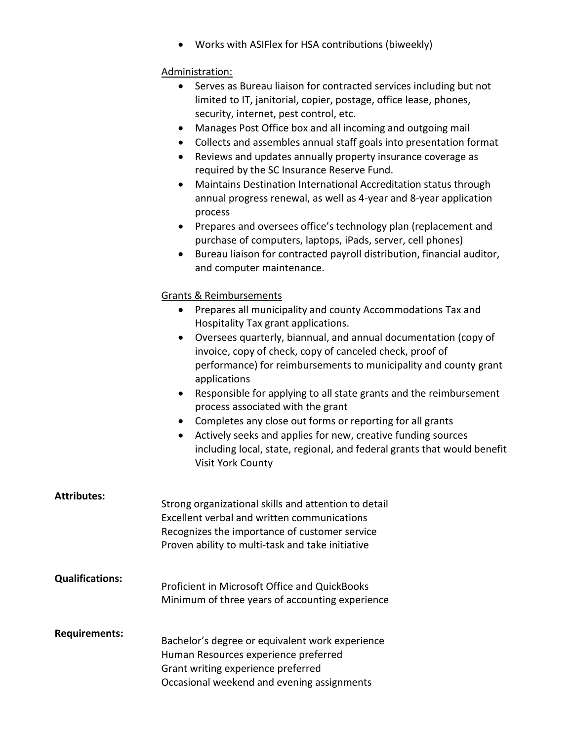- Works with ASIFlex for HSA contributions (biweekly)

Administration:

- Serves as Bureau liaison for contracted services including but not limited to IT, janitorial, copier, postage, office lease, phones, security, internet, pest control, etc.
- Manages Post Office box and all incoming and outgoing mail
- Collects and assembles annual staff goals into presentation format
- Reviews and updates annually property insurance coverage as required by the SC Insurance Reserve Fund.
- Maintains Destination International Accreditation status through annual progress renewal, as well as 4-year and 8-year application process
- Prepares and oversees office's technology plan (replacement and purchase of computers, laptops, iPads, server, cell phones)
- Bureau liaison for contracted payroll distribution, financial auditor, and computer maintenance.

Grants & Reimbursements

- Prepares all municipality and county Accommodations Tax and Hospitality Tax grant applications.
- Oversees quarterly, biannual, and annual documentation (copy of invoice, copy of check, copy of canceled check, proof of performance) for reimbursements to municipality and county grant applications
- Responsible for applying to all state grants and the reimbursement process associated with the grant
- Completes any close out forms or reporting for all grants
- Actively seeks and applies for new, creative funding sources including local, state, regional, and federal grants that would benefit Visit York County

**Attributes:**

Strong organizational skills and attention to detail
Excellent verbal and written communications
Recognizes the importance of customer service
Proven ability to multi-task and take initiative

**Qualifications:**

Proficient in Microsoft Office and QuickBooks
Minimum of three years of accounting experience

**Requirements:**

Bachelor's degree or equivalent work experience
Human Resources experience preferred
Grant writing experience preferred
Occasional weekend and evening assignments